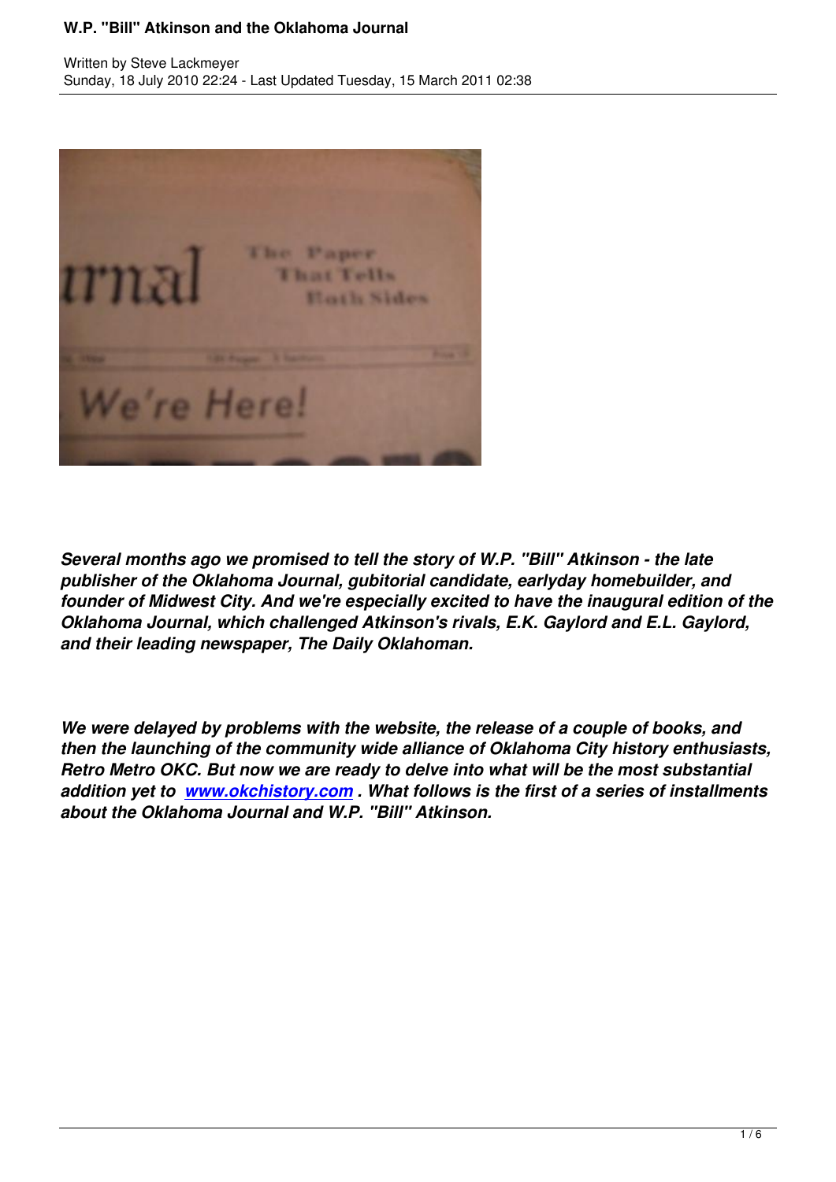# W.P. "Bill" Atkinson and the Oklahoma Journal

Written by Steve Lackmeyer
Sunday, 18 July 2010 22:24 - Last Updated Tuesday, 15 March 2011 02:38

***Several months ago we promised to tell the story of W.P. "Bill" Atkinson - the late publisher of the Oklahoma Journal, gubitorial candidate, earlyday homebuilder, and founder of Midwest City. And we're especially excited to have the inaugural edition of the Oklahoma Journal, which challenged Atkinson's rivals, E.K. Gaylord and E.L. Gaylord, and their leading newspaper, The Daily Oklahoman.***

***We were delayed by problems with the website, the release of a couple of books, and then the launching of the community wide alliance of Oklahoma City history enthusiasts, Retro Metro OKC. But now we are ready to delve into what will be the most substantial addition yet to [www.okchistory.com](http://www.okchistory.com) . What follows is the first of a series of installments about the Oklahoma Journal and W.P. "Bill" Atkinson.***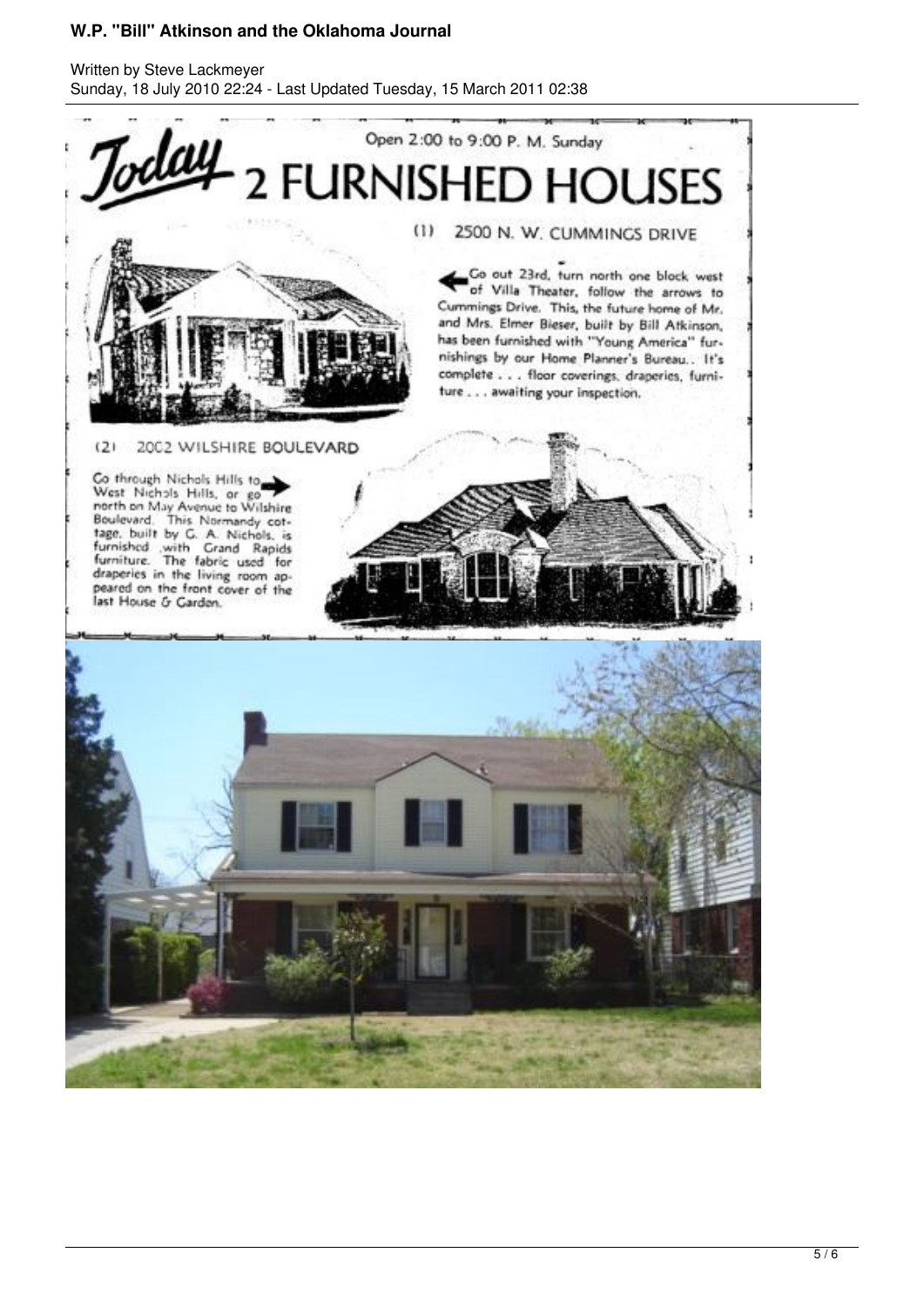# Today 2 FURNISHED HOUSES

Open 2:00 to 9:00 P. M. Sunday

## (1) 2500 N. W. CUMMINGS DRIVE

Go out 23rd, turn north one block west of Villa Theater, follow the arrows to Cummings Drive. This, the future home of Mr. and Mrs. Elmer Bieser, built by Bill Atkinson, has been furnished with "Young America" furnishings by our Home Planner's Bureau.. It's complete . . . floor coverings, draperies, furniture . . . awaiting your inspection.

## (2) 2002 WILSHIRE BOULEVARD

Go through Nichols Hills to West Nichols Hills, or go north on May Avenue to Wilshire Boulevard. This Normandy cottage, built by G. A. Nichols, is furnished with Grand Rapids furniture. The fabric used for draperies in the living room appeared on the front cover of the last House & Garden.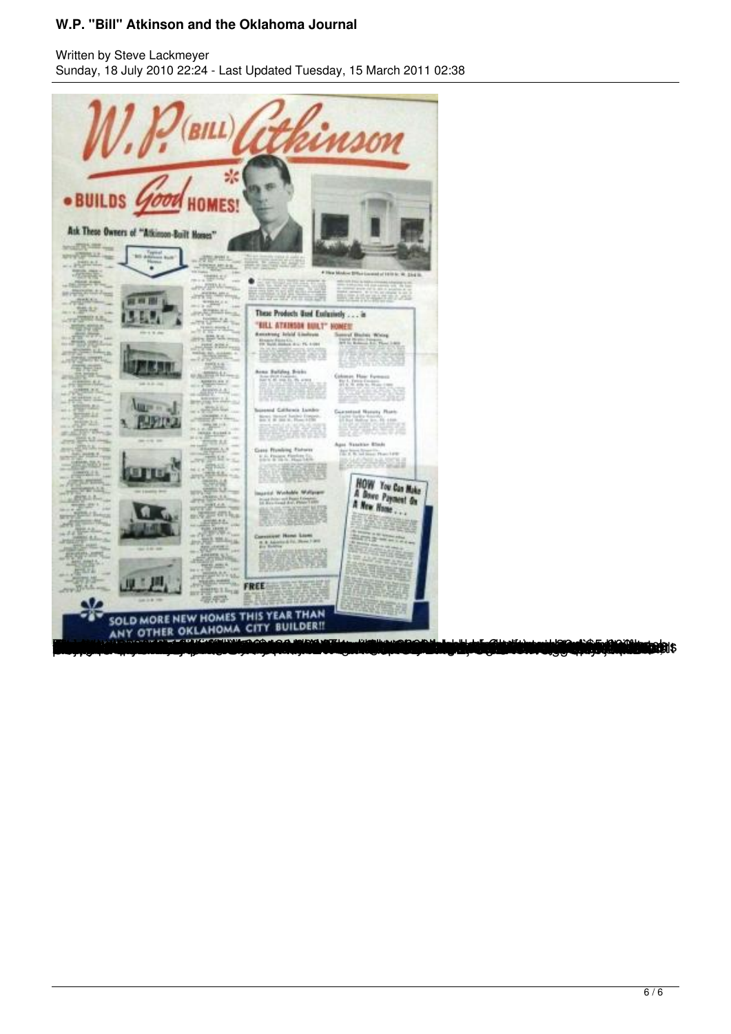# W.P. (BILL) Atkinson

**BUILDS Good HOMES!**

Ask These Owners of "Atkinson-Built Homes"

These Products Used Exclusively ... in "BILL ATKINSON BUILT" HOMES!

HOW You Can Make A Down Payment On A New Home ...

FREE

SOLD MORE NEW HOMES THIS YEAR THAN ANY OTHER OKLAHOMA CITY BUILDER!!